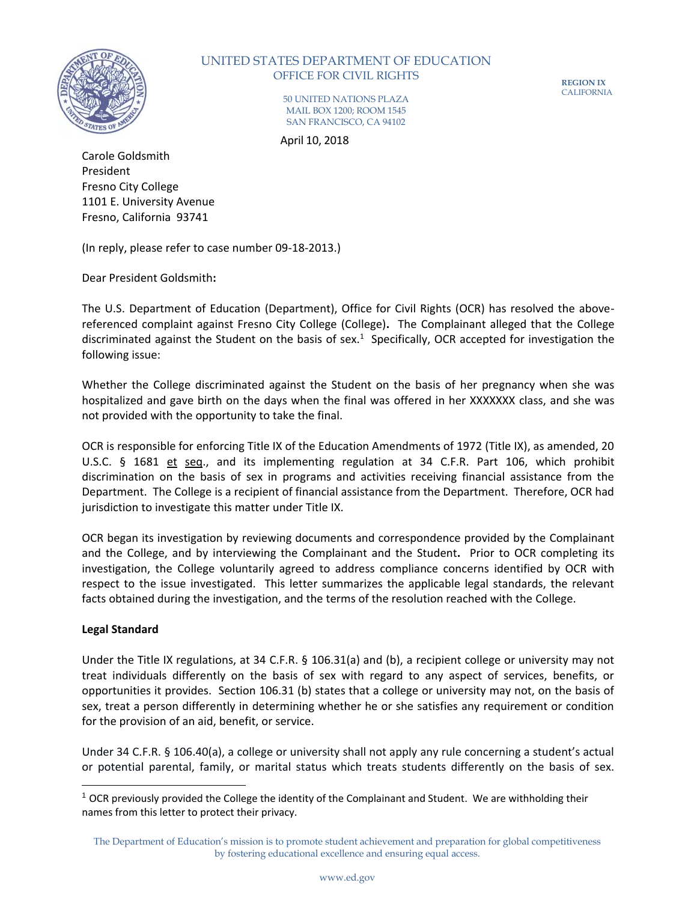UNITED STATES DEPARTMENT OF EDUCATION
OFFICE FOR CIVIL RIGHTS

50 UNITED NATIONS PLAZA
MAIL BOX 1200; ROOM 1545
SAN FRANCISCO, CA 94102

REGION IX
CALIFORNIA

April 10, 2018

Carole Goldsmith
President
Fresno City College
1101 E. University Avenue
Fresno, California 93741

(In reply, please refer to case number 09-18-2013.)

Dear President Goldsmith**:**

The U.S. Department of Education (Department), Office for Civil Rights (OCR) has resolved the above-referenced complaint against Fresno City College (College)**.** The Complainant alleged that the College discriminated against the Student on the basis of sex.[1] Specifically, OCR accepted for investigation the following issue:

Whether the College discriminated against the Student on the basis of her pregnancy when she was hospitalized and gave birth on the days when the final was offered in her XXXXXXX class, and she was not provided with the opportunity to take the final.

OCR is responsible for enforcing Title IX of the Education Amendments of 1972 (Title IX), as amended, 20 U.S.C. § 1681 et seq., and its implementing regulation at 34 C.F.R. Part 106, which prohibit discrimination on the basis of sex in programs and activities receiving financial assistance from the Department. The College is a recipient of financial assistance from the Department. Therefore, OCR had jurisdiction to investigate this matter under Title IX.

OCR began its investigation by reviewing documents and correspondence provided by the Complainant and the College, and by interviewing the Complainant and the Student**.** Prior to OCR completing its investigation, the College voluntarily agreed to address compliance concerns identified by OCR with respect to the issue investigated. This letter summarizes the applicable legal standards, the relevant facts obtained during the investigation, and the terms of the resolution reached with the College.

**Legal Standard**

Under the Title IX regulations, at 34 C.F.R. § 106.31(a) and (b), a recipient college or university may not treat individuals differently on the basis of sex with regard to any aspect of services, benefits, or opportunities it provides. Section 106.31 (b) states that a college or university may not, on the basis of sex, treat a person differently in determining whether he or she satisfies any requirement or condition for the provision of an aid, benefit, or service.

Under 34 C.F.R. § 106.40(a), a college or university shall not apply any rule concerning a student's actual or potential parental, family, or marital status which treats students differently on the basis of sex.

[1] OCR previously provided the College the identity of the Complainant and Student. We are withholding their names from this letter to protect their privacy.

The Department of Education's mission is to promote student achievement and preparation for global competitiveness by fostering educational excellence and ensuring equal access.

www.ed.gov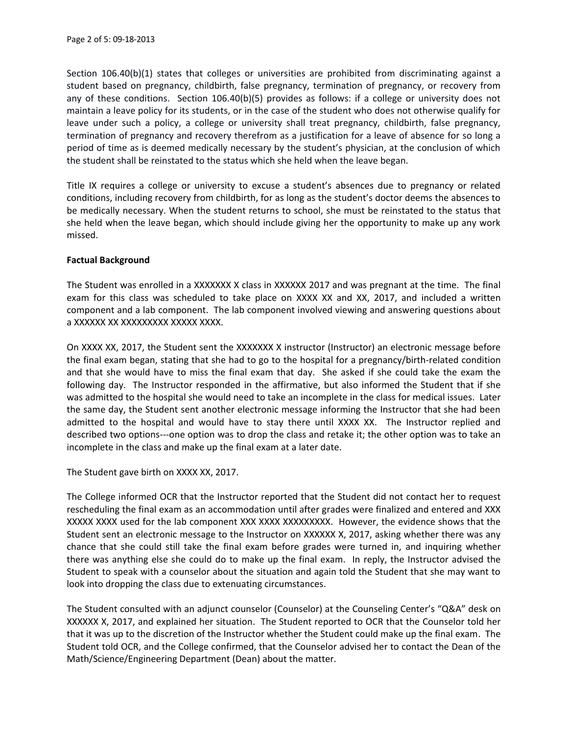Section 106.40(b)(1) states that colleges or universities are prohibited from discriminating against a student based on pregnancy, childbirth, false pregnancy, termination of pregnancy, or recovery from any of these conditions. Section 106.40(b)(5) provides as follows: if a college or university does not maintain a leave policy for its students, or in the case of the student who does not otherwise qualify for leave under such a policy, a college or university shall treat pregnancy, childbirth, false pregnancy, termination of pregnancy and recovery therefrom as a justification for a leave of absence for so long a period of time as is deemed medically necessary by the student's physician, at the conclusion of which the student shall be reinstated to the status which she held when the leave began.

Title IX requires a college or university to excuse a student's absences due to pregnancy or related conditions, including recovery from childbirth, for as long as the student's doctor deems the absences to be medically necessary. When the student returns to school, she must be reinstated to the status that she held when the leave began, which should include giving her the opportunity to make up any work missed.

**Factual Background**

The Student was enrolled in a XXXXXXX X class in XXXXXX 2017 and was pregnant at the time. The final exam for this class was scheduled to take place on XXXX XX and XX, 2017, and included a written component and a lab component. The lab component involved viewing and answering questions about a XXXXXX XX XXXXXXXXX XXXXX XXXX.

On XXXX XX, 2017, the Student sent the XXXXXXX X instructor (Instructor) an electronic message before the final exam began, stating that she had to go to the hospital for a pregnancy/birth-related condition and that she would have to miss the final exam that day. She asked if she could take the exam the following day. The Instructor responded in the affirmative, but also informed the Student that if she was admitted to the hospital she would need to take an incomplete in the class for medical issues. Later the same day, the Student sent another electronic message informing the Instructor that she had been admitted to the hospital and would have to stay there until XXXX XX. The Instructor replied and described two options---one option was to drop the class and retake it; the other option was to take an incomplete in the class and make up the final exam at a later date.

The Student gave birth on XXXX XX, 2017.

The College informed OCR that the Instructor reported that the Student did not contact her to request rescheduling the final exam as an accommodation until after grades were finalized and entered and XXX XXXXX XXXX used for the lab component XXX XXXX XXXXXXXXX. However, the evidence shows that the Student sent an electronic message to the Instructor on XXXXXX X, 2017, asking whether there was any chance that she could still take the final exam before grades were turned in, and inquiring whether there was anything else she could do to make up the final exam. In reply, the Instructor advised the Student to speak with a counselor about the situation and again told the Student that she may want to look into dropping the class due to extenuating circumstances.

The Student consulted with an adjunct counselor (Counselor) at the Counseling Center's "Q&A" desk on XXXXXX X, 2017, and explained her situation. The Student reported to OCR that the Counselor told her that it was up to the discretion of the Instructor whether the Student could make up the final exam. The Student told OCR, and the College confirmed, that the Counselor advised her to contact the Dean of the Math/Science/Engineering Department (Dean) about the matter.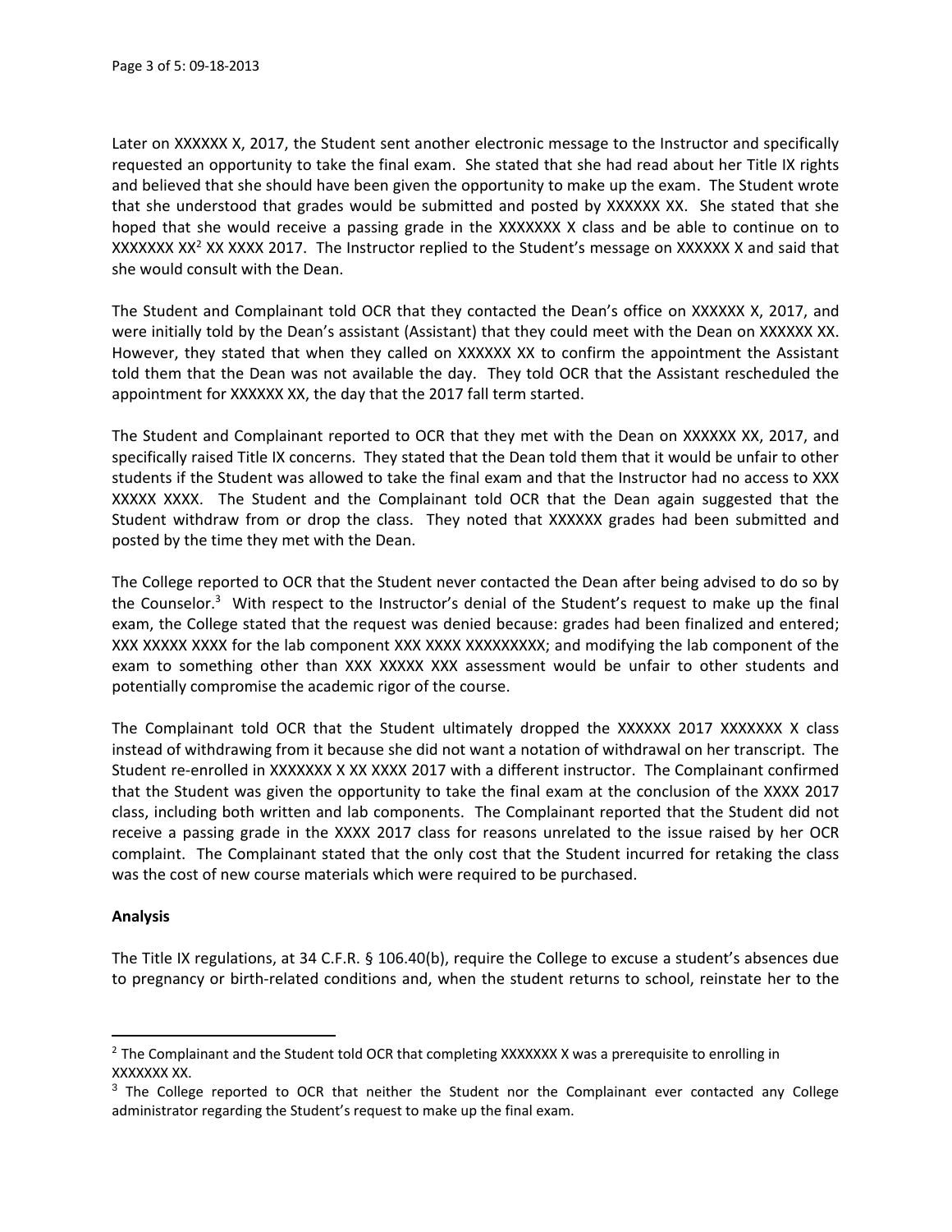Later on XXXXXX X, 2017, the Student sent another electronic message to the Instructor and specifically requested an opportunity to take the final exam. She stated that she had read about her Title IX rights and believed that she should have been given the opportunity to make up the exam. The Student wrote that she understood that grades would be submitted and posted by XXXXXX XX. She stated that she hoped that she would receive a passing grade in the XXXXXXX X class and be able to continue on to XXXXXXX XX[2] XX XXXX 2017. The Instructor replied to the Student's message on XXXXXX X and said that she would consult with the Dean.

The Student and Complainant told OCR that they contacted the Dean's office on XXXXXX X, 2017, and were initially told by the Dean's assistant (Assistant) that they could meet with the Dean on XXXXXX XX. However, they stated that when they called on XXXXXX XX to confirm the appointment the Assistant told them that the Dean was not available the day. They told OCR that the Assistant rescheduled the appointment for XXXXXX XX, the day that the 2017 fall term started.

The Student and Complainant reported to OCR that they met with the Dean on XXXXXX XX, 2017, and specifically raised Title IX concerns. They stated that the Dean told them that it would be unfair to other students if the Student was allowed to take the final exam and that the Instructor had no access to XXX XXXXX XXXX. The Student and the Complainant told OCR that the Dean again suggested that the Student withdraw from or drop the class. They noted that XXXXXX grades had been submitted and posted by the time they met with the Dean.

The College reported to OCR that the Student never contacted the Dean after being advised to do so by the Counselor.[3] With respect to the Instructor's denial of the Student's request to make up the final exam, the College stated that the request was denied because: grades had been finalized and entered; XXX XXXXX XXXX for the lab component XXX XXXX XXXXXXXXX; and modifying the lab component of the exam to something other than XXX XXXXX XXX assessment would be unfair to other students and potentially compromise the academic rigor of the course.

The Complainant told OCR that the Student ultimately dropped the XXXXXX 2017 XXXXXXX X class instead of withdrawing from it because she did not want a notation of withdrawal on her transcript. The Student re-enrolled in XXXXXXX X XX XXXX 2017 with a different instructor. The Complainant confirmed that the Student was given the opportunity to take the final exam at the conclusion of the XXXX 2017 class, including both written and lab components. The Complainant reported that the Student did not receive a passing grade in the XXXX 2017 class for reasons unrelated to the issue raised by her OCR complaint. The Complainant stated that the only cost that the Student incurred for retaking the class was the cost of new course materials which were required to be purchased.

**Analysis**

The Title IX regulations, at 34 C.F.R. § 106.40(b), require the College to excuse a student's absences due to pregnancy or birth-related conditions and, when the student returns to school, reinstate her to the

---

[2] The Complainant and the Student told OCR that completing XXXXXXX X was a prerequisite to enrolling in XXXXXXX XX.

[3] The College reported to OCR that neither the Student nor the Complainant ever contacted any College administrator regarding the Student's request to make up the final exam.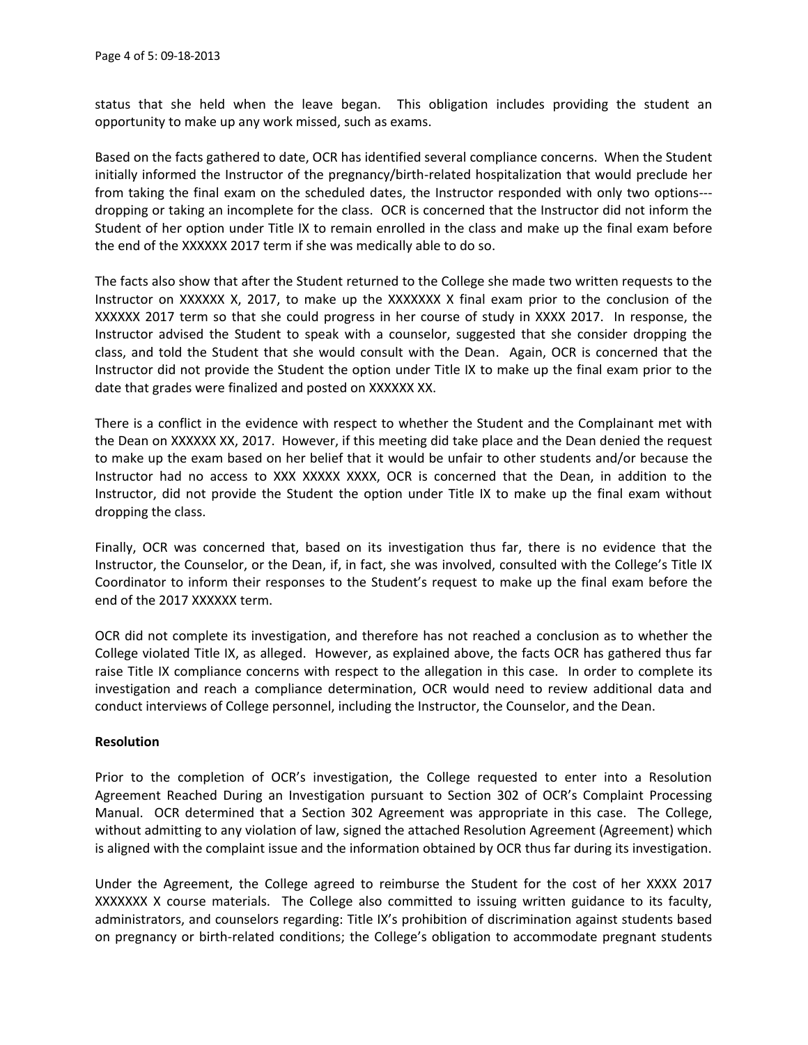status that she held when the leave began. This obligation includes providing the student an opportunity to make up any work missed, such as exams.

Based on the facts gathered to date, OCR has identified several compliance concerns. When the Student initially informed the Instructor of the pregnancy/birth-related hospitalization that would preclude her from taking the final exam on the scheduled dates, the Instructor responded with only two options---dropping or taking an incomplete for the class. OCR is concerned that the Instructor did not inform the Student of her option under Title IX to remain enrolled in the class and make up the final exam before the end of the XXXXXX 2017 term if she was medically able to do so.

The facts also show that after the Student returned to the College she made two written requests to the Instructor on XXXXXX X, 2017, to make up the XXXXXXX X final exam prior to the conclusion of the XXXXXX 2017 term so that she could progress in her course of study in XXXX 2017. In response, the Instructor advised the Student to speak with a counselor, suggested that she consider dropping the class, and told the Student that she would consult with the Dean. Again, OCR is concerned that the Instructor did not provide the Student the option under Title IX to make up the final exam prior to the date that grades were finalized and posted on XXXXXX XX.

There is a conflict in the evidence with respect to whether the Student and the Complainant met with the Dean on XXXXXX XX, 2017. However, if this meeting did take place and the Dean denied the request to make up the exam based on her belief that it would be unfair to other students and/or because the Instructor had no access to XXX XXXXX XXXX, OCR is concerned that the Dean, in addition to the Instructor, did not provide the Student the option under Title IX to make up the final exam without dropping the class.

Finally, OCR was concerned that, based on its investigation thus far, there is no evidence that the Instructor, the Counselor, or the Dean, if, in fact, she was involved, consulted with the College's Title IX Coordinator to inform their responses to the Student's request to make up the final exam before the end of the 2017 XXXXXX term.

OCR did not complete its investigation, and therefore has not reached a conclusion as to whether the College violated Title IX, as alleged. However, as explained above, the facts OCR has gathered thus far raise Title IX compliance concerns with respect to the allegation in this case. In order to complete its investigation and reach a compliance determination, OCR would need to review additional data and conduct interviews of College personnel, including the Instructor, the Counselor, and the Dean.

**Resolution**

Prior to the completion of OCR's investigation, the College requested to enter into a Resolution Agreement Reached During an Investigation pursuant to Section 302 of OCR's Complaint Processing Manual. OCR determined that a Section 302 Agreement was appropriate in this case. The College, without admitting to any violation of law, signed the attached Resolution Agreement (Agreement) which is aligned with the complaint issue and the information obtained by OCR thus far during its investigation.

Under the Agreement, the College agreed to reimburse the Student for the cost of her XXXX 2017 XXXXXXX X course materials. The College also committed to issuing written guidance to its faculty, administrators, and counselors regarding: Title IX's prohibition of discrimination against students based on pregnancy or birth-related conditions; the College's obligation to accommodate pregnant students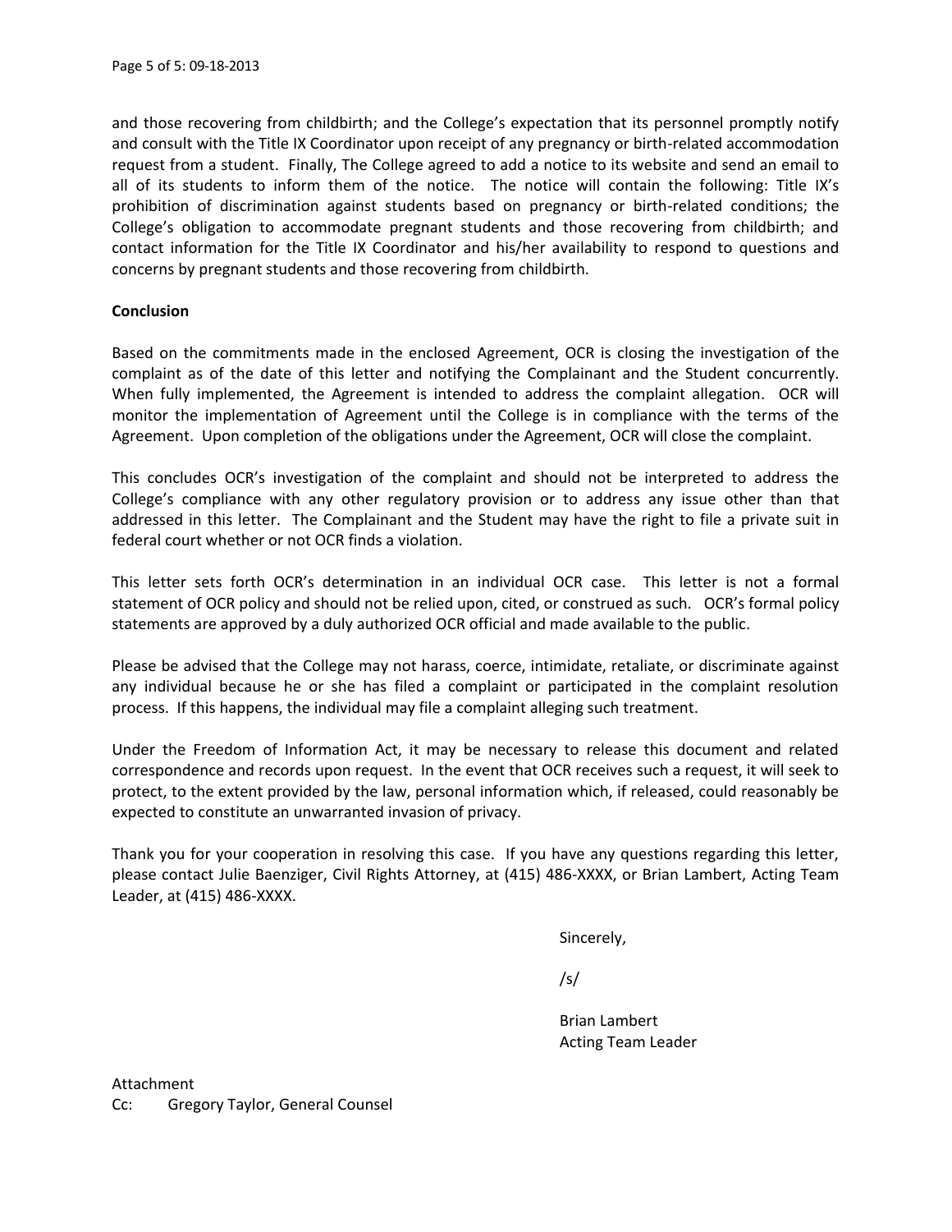and those recovering from childbirth; and the College's expectation that its personnel promptly notify and consult with the Title IX Coordinator upon receipt of any pregnancy or birth-related accommodation request from a student. Finally, The College agreed to add a notice to its website and send an email to all of its students to inform them of the notice. The notice will contain the following: Title IX's prohibition of discrimination against students based on pregnancy or birth-related conditions; the College's obligation to accommodate pregnant students and those recovering from childbirth; and contact information for the Title IX Coordinator and his/her availability to respond to questions and concerns by pregnant students and those recovering from childbirth.

**Conclusion**

Based on the commitments made in the enclosed Agreement, OCR is closing the investigation of the complaint as of the date of this letter and notifying the Complainant and the Student concurrently. When fully implemented, the Agreement is intended to address the complaint allegation. OCR will monitor the implementation of Agreement until the College is in compliance with the terms of the Agreement. Upon completion of the obligations under the Agreement, OCR will close the complaint.

This concludes OCR's investigation of the complaint and should not be interpreted to address the College's compliance with any other regulatory provision or to address any issue other than that addressed in this letter. The Complainant and the Student may have the right to file a private suit in federal court whether or not OCR finds a violation.

This letter sets forth OCR's determination in an individual OCR case. This letter is not a formal statement of OCR policy and should not be relied upon, cited, or construed as such. OCR's formal policy statements are approved by a duly authorized OCR official and made available to the public.

Please be advised that the College may not harass, coerce, intimidate, retaliate, or discriminate against any individual because he or she has filed a complaint or participated in the complaint resolution process. If this happens, the individual may file a complaint alleging such treatment.

Under the Freedom of Information Act, it may be necessary to release this document and related correspondence and records upon request. In the event that OCR receives such a request, it will seek to protect, to the extent provided by the law, personal information which, if released, could reasonably be expected to constitute an unwarranted invasion of privacy.

Thank you for your cooperation in resolving this case. If you have any questions regarding this letter, please contact Julie Baenziger, Civil Rights Attorney, at (415) 486-XXXX, or Brian Lambert, Acting Team Leader, at (415) 486-XXXX.

Sincerely,

/s/

Brian Lambert
Acting Team Leader

Attachment
Cc: Gregory Taylor, General Counsel